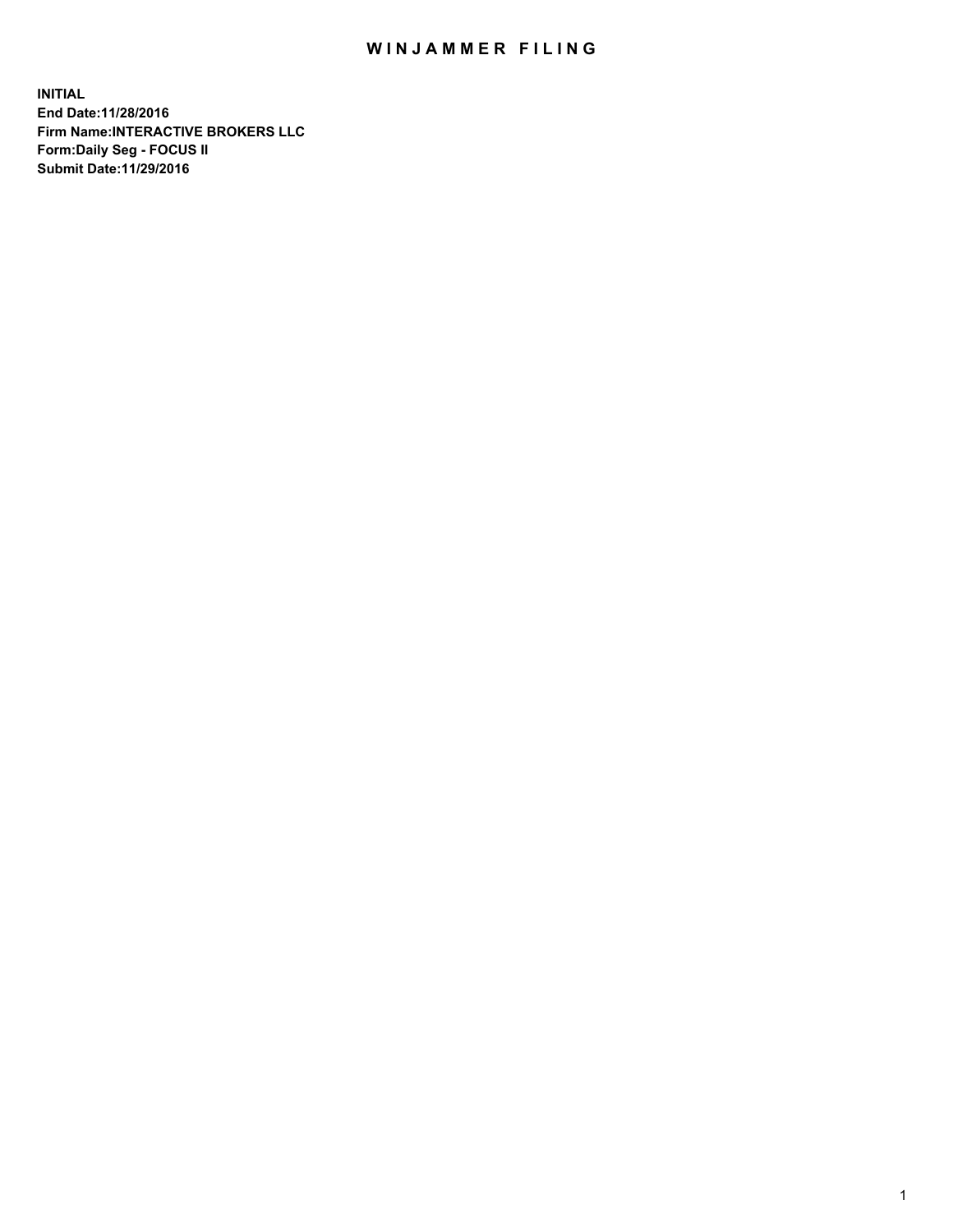# WINJAMMER FILING

**INITIAL**
**End Date:11/28/2016**
**Firm Name:INTERACTIVE BROKERS LLC**
**Form:Daily Seg - FOCUS II**
**Submit Date:11/29/2016**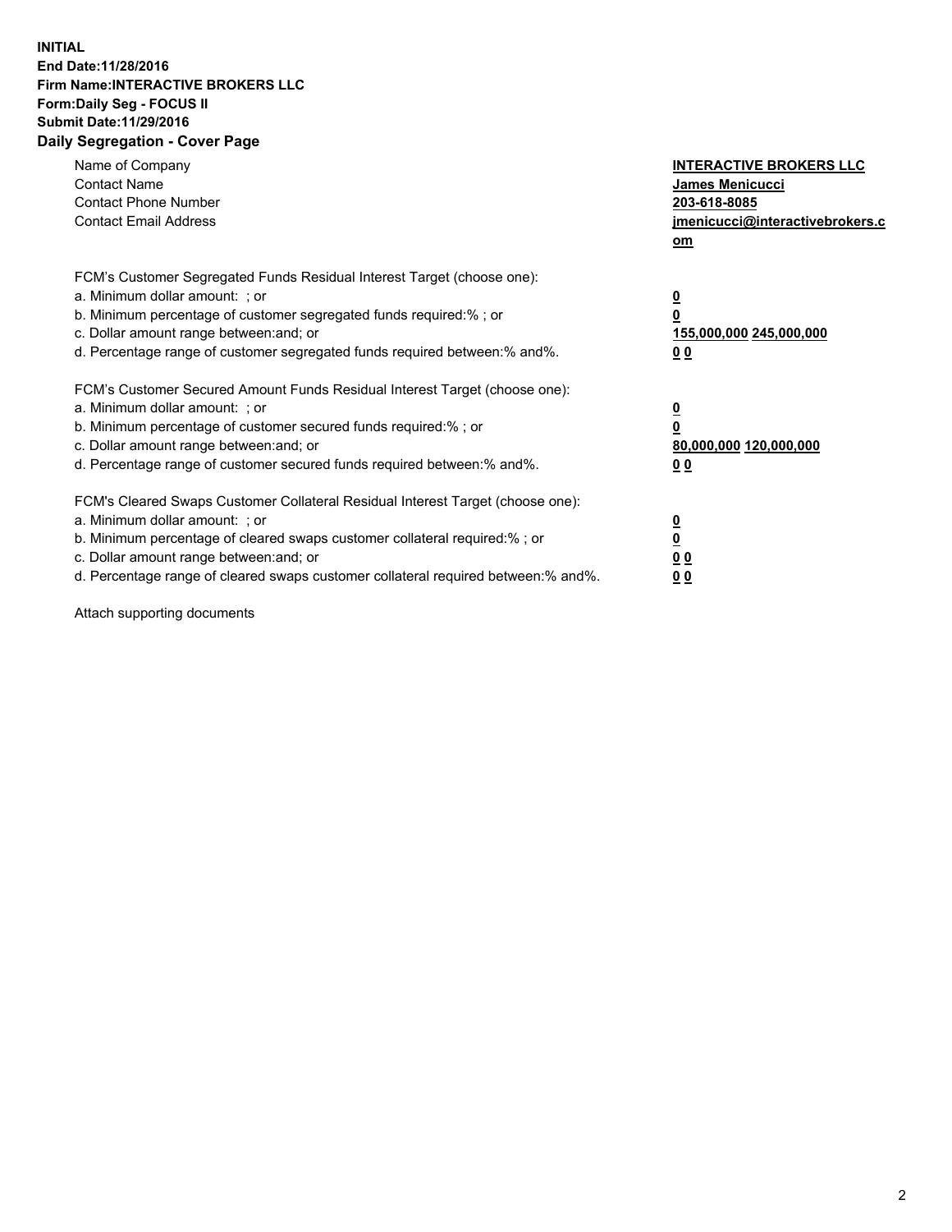**INITIAL**
**End Date:11/28/2016**
**Firm Name:INTERACTIVE BROKERS LLC**
**Form:Daily Seg - FOCUS II**
**Submit Date:11/29/2016**

## Daily Segregation - Cover Page

| | |
|---|---|
| Name of Company | **INTERACTIVE BROKERS LLC** |
| Contact Name | **James Menicucci** |
| Contact Phone Number | **203-618-8085** |
| Contact Email Address | **jmenicucci@interactivebrokers.com** |

| | |
|---|---|
| FCM's Customer Segregated Funds Residual Interest Target (choose one): | |
| a. Minimum dollar amount: ; or | **0** |
| b. Minimum percentage of customer segregated funds required:% ; or | **0** |
| c. Dollar amount range between:and; or | **155,000,000 245,000,000** |
| d. Percentage range of customer segregated funds required between:% and%. | **0 0** |
| FCM's Customer Secured Amount Funds Residual Interest Target (choose one): | |
| a. Minimum dollar amount: ; or | **0** |
| b. Minimum percentage of customer secured funds required:% ; or | **0** |
| c. Dollar amount range between:and; or | **80,000,000 120,000,000** |
| d. Percentage range of customer secured funds required between:% and%. | **0 0** |
| FCM's Cleared Swaps Customer Collateral Residual Interest Target (choose one): | |
| a. Minimum dollar amount: ; or | **0** |
| b. Minimum percentage of cleared swaps customer collateral required:% ; or | **0** |
| c. Dollar amount range between:and; or | **0 0** |
| d. Percentage range of cleared swaps customer collateral required between:% and%. | **0 0** |

Attach supporting documents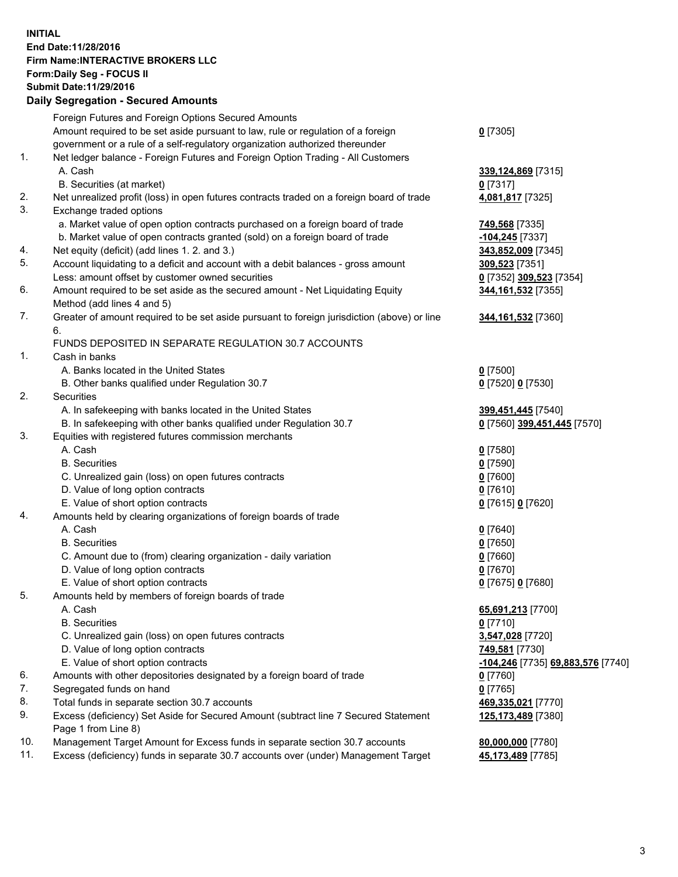**INITIAL**
**End Date:11/28/2016**
**Firm Name:INTERACTIVE BROKERS LLC**
**Form:Daily Seg - FOCUS II**
**Submit Date:11/29/2016**

**Daily Segregation - Secured Amounts**

| | | |
|---|---|---|
| | Foreign Futures and Foreign Options Secured Amounts | |
| | Amount required to be set aside pursuant to law, rule or regulation of a foreign government or a rule of a self-regulatory organization authorized thereunder | **0** [7305] |
| 1. | Net ledger balance - Foreign Futures and Foreign Option Trading - All Customers | |
| | A. Cash | **339,124,869** [7315] |
| | B. Securities (at market) | **0** [7317] |
| 2. | Net unrealized profit (loss) in open futures contracts traded on a foreign board of trade | **4,081,817** [7325] |
| 3. | Exchange traded options | |
| | a. Market value of open option contracts purchased on a foreign board of trade | **749,568** [7335] |
| | b. Market value of open contracts granted (sold) on a foreign board of trade | **-104,245** [7337] |
| 4. | Net equity (deficit) (add lines 1. 2. and 3.) | **343,852,009** [7345] |
| 5. | Account liquidating to a deficit and account with a debit balances - gross amount | **309,523** [7351] |
| | Less: amount offset by customer owned securities | **0** [7352] **309,523** [7354] |
| 6. | Amount required to be set aside as the secured amount - Net Liquidating Equity Method (add lines 4 and 5) | **344,161,532** [7355] |
| 7. | Greater of amount required to be set aside pursuant to foreign jurisdiction (above) or line 6. | **344,161,532** [7360] |
| | FUNDS DEPOSITED IN SEPARATE REGULATION 30.7 ACCOUNTS | |
| 1. | Cash in banks | |
| | A. Banks located in the United States | **0** [7500] |
| | B. Other banks qualified under Regulation 30.7 | **0** [7520] **0** [7530] |
| 2. | Securities | |
| | A. In safekeeping with banks located in the United States | **399,451,445** [7540] |
| | B. In safekeeping with other banks qualified under Regulation 30.7 | **0** [7560] **399,451,445** [7570] |
| 3. | Equities with registered futures commission merchants | |
| | A. Cash | **0** [7580] |
| | B. Securities | **0** [7590] |
| | C. Unrealized gain (loss) on open futures contracts | **0** [7600] |
| | D. Value of long option contracts | **0** [7610] |
| | E. Value of short option contracts | **0** [7615] **0** [7620] |
| 4. | Amounts held by clearing organizations of foreign boards of trade | |
| | A. Cash | **0** [7640] |
| | B. Securities | **0** [7650] |
| | C. Amount due to (from) clearing organization - daily variation | **0** [7660] |
| | D. Value of long option contracts | **0** [7670] |
| | E. Value of short option contracts | **0** [7675] **0** [7680] |
| 5. | Amounts held by members of foreign boards of trade | |
| | A. Cash | **65,691,213** [7700] |
| | B. Securities | **0** [7710] |
| | C. Unrealized gain (loss) on open futures contracts | **3,547,028** [7720] |
| | D. Value of long option contracts | **749,581** [7730] |
| | E. Value of short option contracts | **-104,246** [7735] **69,883,576** [7740] |
| 6. | Amounts with other depositories designated by a foreign board of trade | **0** [7760] |
| 7. | Segregated funds on hand | **0** [7765] |
| 8. | Total funds in separate section 30.7 accounts | **469,335,021** [7770] |
| 9. | Excess (deficiency) Set Aside for Secured Amount (subtract line 7 Secured Statement Page 1 from Line 8) | **125,173,489** [7380] |
| 10. | Management Target Amount for Excess funds in separate section 30.7 accounts | **80,000,000** [7780] |
| 11. | Excess (deficiency) funds in separate 30.7 accounts over (under) Management Target | **45,173,489** [7785] |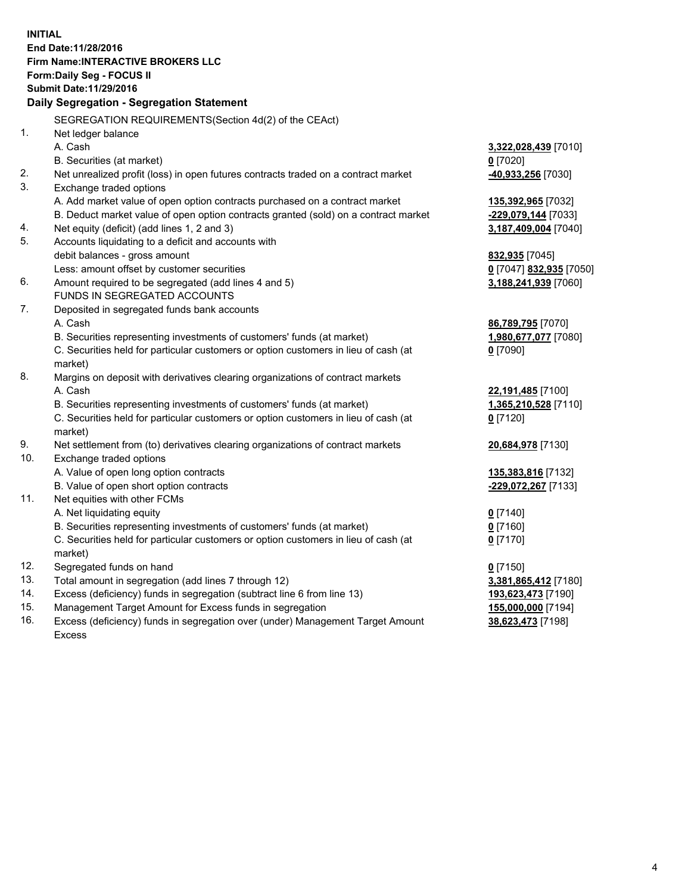**INITIAL**
**End Date:11/28/2016**
**Firm Name:INTERACTIVE BROKERS LLC**
**Form:Daily Seg - FOCUS II**
**Submit Date:11/29/2016**
**Daily Segregation - Segregation Statement**

| | | |
|---|---|---|
| | SEGREGATION REQUIREMENTS(Section 4d(2) of the CEAct) | |
| 1. | Net ledger balance | |
| | A. Cash | **3,322,028,439** [7010] |
| | B. Securities (at market) | **0** [7020] |
| 2. | Net unrealized profit (loss) in open futures contracts traded on a contract market | **-40,933,256** [7030] |
| 3. | Exchange traded options | |
| | A. Add market value of open option contracts purchased on a contract market | **135,392,965** [7032] |
| | B. Deduct market value of open option contracts granted (sold) on a contract market | **-229,079,144** [7033] |
| 4. | Net equity (deficit) (add lines 1, 2 and 3) | **3,187,409,004** [7040] |
| 5. | Accounts liquidating to a deficit and accounts with | |
| | debit balances - gross amount | **832,935** [7045] |
| | Less: amount offset by customer securities | **0** [7047] **832,935** [7050] |
| 6. | Amount required to be segregated (add lines 4 and 5) | **3,188,241,939** [7060] |
| | FUNDS IN SEGREGATED ACCOUNTS | |
| 7. | Deposited in segregated funds bank accounts | |
| | A. Cash | **86,789,795** [7070] |
| | B. Securities representing investments of customers' funds (at market) | **1,980,677,077** [7080] |
| | C. Securities held for particular customers or option customers in lieu of cash (at market) | **0** [7090] |
| 8. | Margins on deposit with derivatives clearing organizations of contract markets | |
| | A. Cash | **22,191,485** [7100] |
| | B. Securities representing investments of customers' funds (at market) | **1,365,210,528** [7110] |
| | C. Securities held for particular customers or option customers in lieu of cash (at market) | **0** [7120] |
| 9. | Net settlement from (to) derivatives clearing organizations of contract markets | **20,684,978** [7130] |
| 10. | Exchange traded options | |
| | A. Value of open long option contracts | **135,383,816** [7132] |
| | B. Value of open short option contracts | **-229,072,267** [7133] |
| 11. | Net equities with other FCMs | |
| | A. Net liquidating equity | **0** [7140] |
| | B. Securities representing investments of customers' funds (at market) | **0** [7160] |
| | C. Securities held for particular customers or option customers in lieu of cash (at market) | **0** [7170] |
| 12. | Segregated funds on hand | **0** [7150] |
| 13. | Total amount in segregation (add lines 7 through 12) | **3,381,865,412** [7180] |
| 14. | Excess (deficiency) funds in segregation (subtract line 6 from line 13) | **193,623,473** [7190] |
| 15. | Management Target Amount for Excess funds in segregation | **155,000,000** [7194] |
| 16. | Excess (deficiency) funds in segregation over (under) Management Target Amount Excess | **38,623,473** [7198] |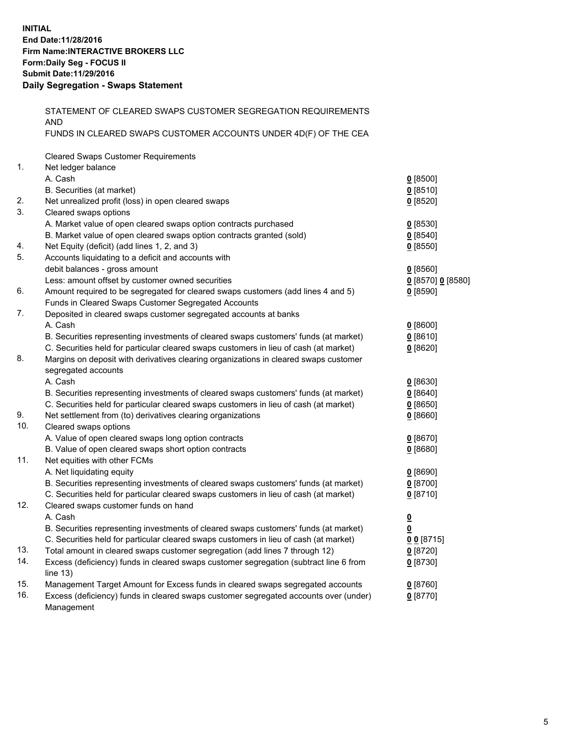**INITIAL**
**End Date:11/28/2016**
**Firm Name:INTERACTIVE BROKERS LLC**
**Form:Daily Seg - FOCUS II**
**Submit Date:11/29/2016**
**Daily Segregation - Swaps Statement**

STATEMENT OF CLEARED SWAPS CUSTOMER SEGREGATION REQUIREMENTS AND FUNDS IN CLEARED SWAPS CUSTOMER ACCOUNTS UNDER 4D(F) OF THE CEA

| | | |
|---|---|---|
| | Cleared Swaps Customer Requirements | |
| 1. | Net ledger balance | |
| | A. Cash | 0 [8500] |
| | B. Securities (at market) | 0 [8510] |
| 2. | Net unrealized profit (loss) in open cleared swaps | 0 [8520] |
| 3. | Cleared swaps options | |
| | A. Market value of open cleared swaps option contracts purchased | 0 [8530] |
| | B. Market value of open cleared swaps option contracts granted (sold) | 0 [8540] |
| 4. | Net Equity (deficit) (add lines 1, 2, and 3) | 0 [8550] |
| 5. | Accounts liquidating to a deficit and accounts with debit balances - gross amount | 0 [8560] |
| | Less: amount offset by customer owned securities | 0 [8570] 0 [8580] |
| 6. | Amount required to be segregated for cleared swaps customers (add lines 4 and 5) | 0 [8590] |
| | Funds in Cleared Swaps Customer Segregated Accounts | |
| 7. | Deposited in cleared swaps customer segregated accounts at banks | |
| | A. Cash | 0 [8600] |
| | B. Securities representing investments of cleared swaps customers' funds (at market) | 0 [8610] |
| | C. Securities held for particular cleared swaps customers in lieu of cash (at market) | 0 [8620] |
| 8. | Margins on deposit with derivatives clearing organizations in cleared swaps customer segregated accounts | |
| | A. Cash | 0 [8630] |
| | B. Securities representing investments of cleared swaps customers' funds (at market) | 0 [8640] |
| | C. Securities held for particular cleared swaps customers in lieu of cash (at market) | 0 [8650] |
| 9. | Net settlement from (to) derivatives clearing organizations | 0 [8660] |
| 10. | Cleared swaps options | |
| | A. Value of open cleared swaps long option contracts | 0 [8670] |
| | B. Value of open cleared swaps short option contracts | 0 [8680] |
| 11. | Net equities with other FCMs | |
| | A. Net liquidating equity | 0 [8690] |
| | B. Securities representing investments of cleared swaps customers' funds (at market) | 0 [8700] |
| | C. Securities held for particular cleared swaps customers in lieu of cash (at market) | 0 [8710] |
| 12. | Cleared swaps customer funds on hand | |
| | A. Cash | 0 |
| | B. Securities representing investments of cleared swaps customers' funds (at market) | 0 |
| | C. Securities held for particular cleared swaps customers in lieu of cash (at market) | 0 0 [8715] |
| 13. | Total amount in cleared swaps customer segregation (add lines 7 through 12) | 0 [8720] |
| 14. | Excess (deficiency) funds in cleared swaps customer segregation (subtract line 6 from line 13) | 0 [8730] |
| 15. | Management Target Amount for Excess funds in cleared swaps segregated accounts | 0 [8760] |
| 16. | Excess (deficiency) funds in cleared swaps customer segregated accounts over (under) Management | 0 [8770] |